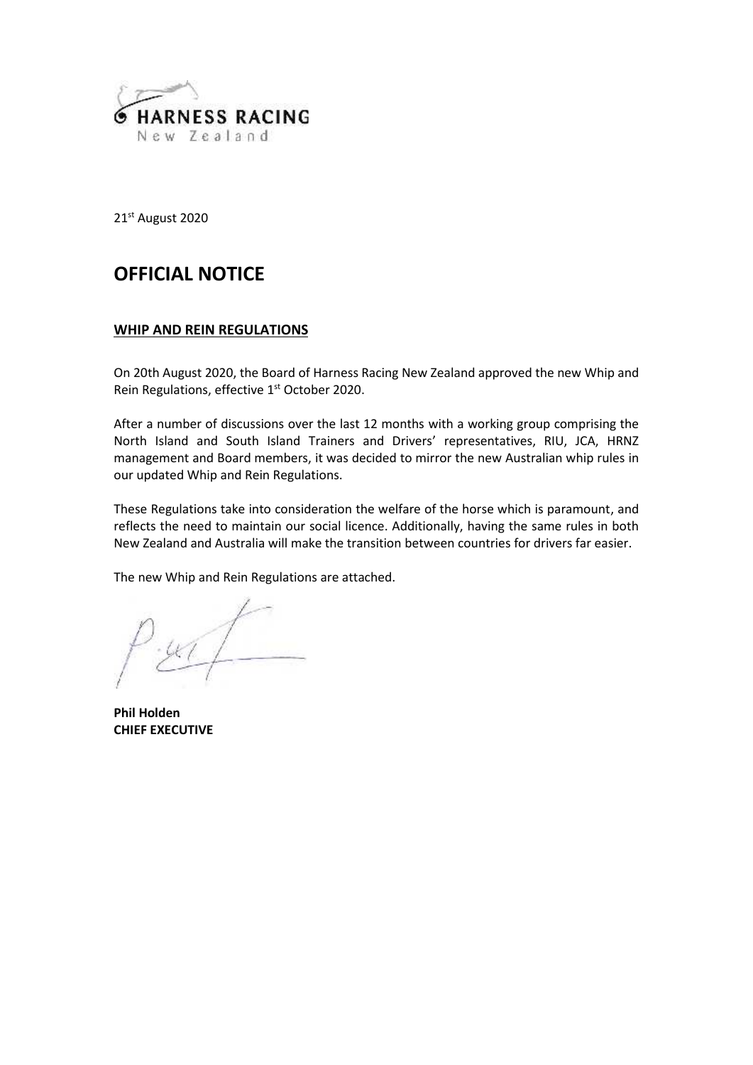HARNESS RACING
New Zealand

21st August 2020

# OFFICIAL NOTICE

**WHIP AND REIN REGULATIONS**

On 20th August 2020, the Board of Harness Racing New Zealand approved the new Whip and Rein Regulations, effective 1st October 2020.

After a number of discussions over the last 12 months with a working group comprising the North Island and South Island Trainers and Drivers' representatives, RIU, JCA, HRNZ management and Board members, it was decided to mirror the new Australian whip rules in our updated Whip and Rein Regulations.

These Regulations take into consideration the welfare of the horse which is paramount, and reflects the need to maintain our social licence. Additionally, having the same rules in both New Zealand and Australia will make the transition between countries for drivers far easier.

The new Whip and Rein Regulations are attached.

**Phil Holden**
**CHIEF EXECUTIVE**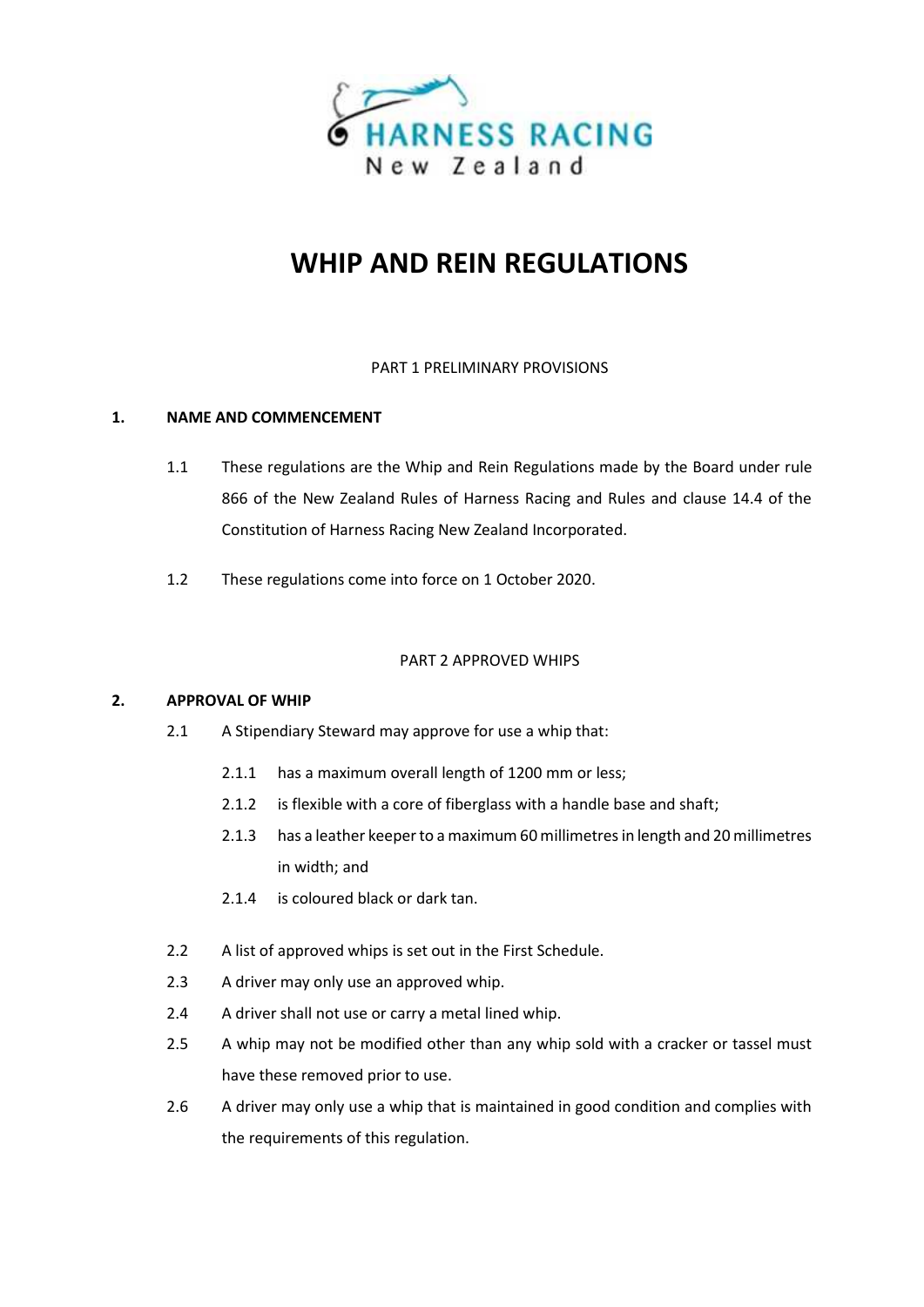# WHIP AND REIN REGULATIONS

PART 1 PRELIMINARY PROVISIONS

## 1. NAME AND COMMENCEMENT

1.1 These regulations are the Whip and Rein Regulations made by the Board under rule 866 of the New Zealand Rules of Harness Racing and Rules and clause 14.4 of the Constitution of Harness Racing New Zealand Incorporated.

1.2 These regulations come into force on 1 October 2020.

PART 2 APPROVED WHIPS

## 2. APPROVAL OF WHIP

2.1 A Stipendiary Steward may approve for use a whip that:

- 2.1.1 has a maximum overall length of 1200 mm or less;
- 2.1.2 is flexible with a core of fiberglass with a handle base and shaft;
- 2.1.3 has a leather keeper to a maximum 60 millimetres in length and 20 millimetres in width; and
- 2.1.4 is coloured black or dark tan.

2.2 A list of approved whips is set out in the First Schedule.

2.3 A driver may only use an approved whip.

2.4 A driver shall not use or carry a metal lined whip.

2.5 A whip may not be modified other than any whip sold with a cracker or tassel must have these removed prior to use.

2.6 A driver may only use a whip that is maintained in good condition and complies with the requirements of this regulation.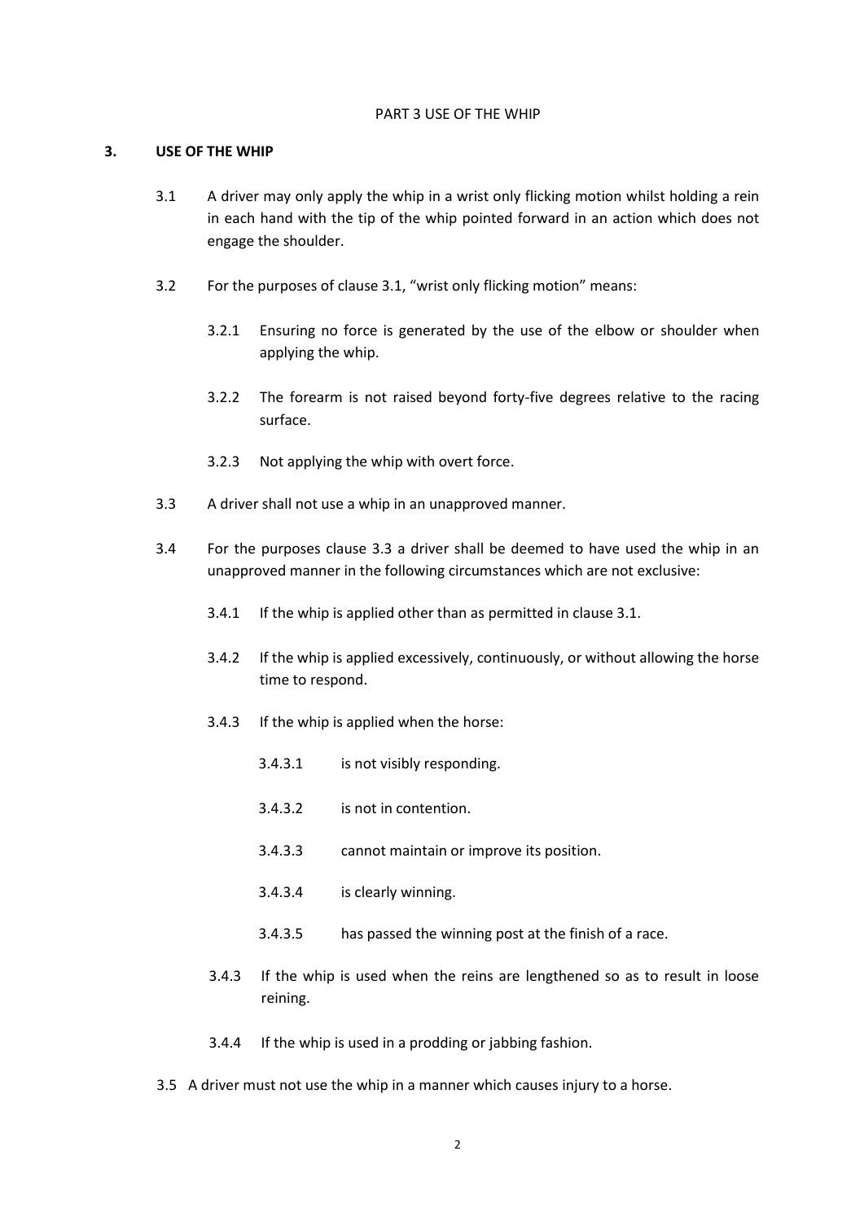PART 3 USE OF THE WHIP

## 3. USE OF THE WHIP

3.1 A driver may only apply the whip in a wrist only flicking motion whilst holding a rein in each hand with the tip of the whip pointed forward in an action which does not engage the shoulder.

3.2 For the purposes of clause 3.1, "wrist only flicking motion" means:

- 3.2.1 Ensuring no force is generated by the use of the elbow or shoulder when applying the whip.
- 3.2.2 The forearm is not raised beyond forty-five degrees relative to the racing surface.
- 3.2.3 Not applying the whip with overt force.

3.3 A driver shall not use a whip in an unapproved manner.

3.4 For the purposes clause 3.3 a driver shall be deemed to have used the whip in an unapproved manner in the following circumstances which are not exclusive:

- 3.4.1 If the whip is applied other than as permitted in clause 3.1.
- 3.4.2 If the whip is applied excessively, continuously, or without allowing the horse time to respond.
- 3.4.3 If the whip is applied when the horse:
  - 3.4.3.1 is not visibly responding.
  - 3.4.3.2 is not in contention.
  - 3.4.3.3 cannot maintain or improve its position.
  - 3.4.3.4 is clearly winning.
  - 3.4.3.5 has passed the winning post at the finish of a race.
- 3.4.3 If the whip is used when the reins are lengthened so as to result in loose reining.
- 3.4.4 If the whip is used in a prodding or jabbing fashion.

3.5 A driver must not use the whip in a manner which causes injury to a horse.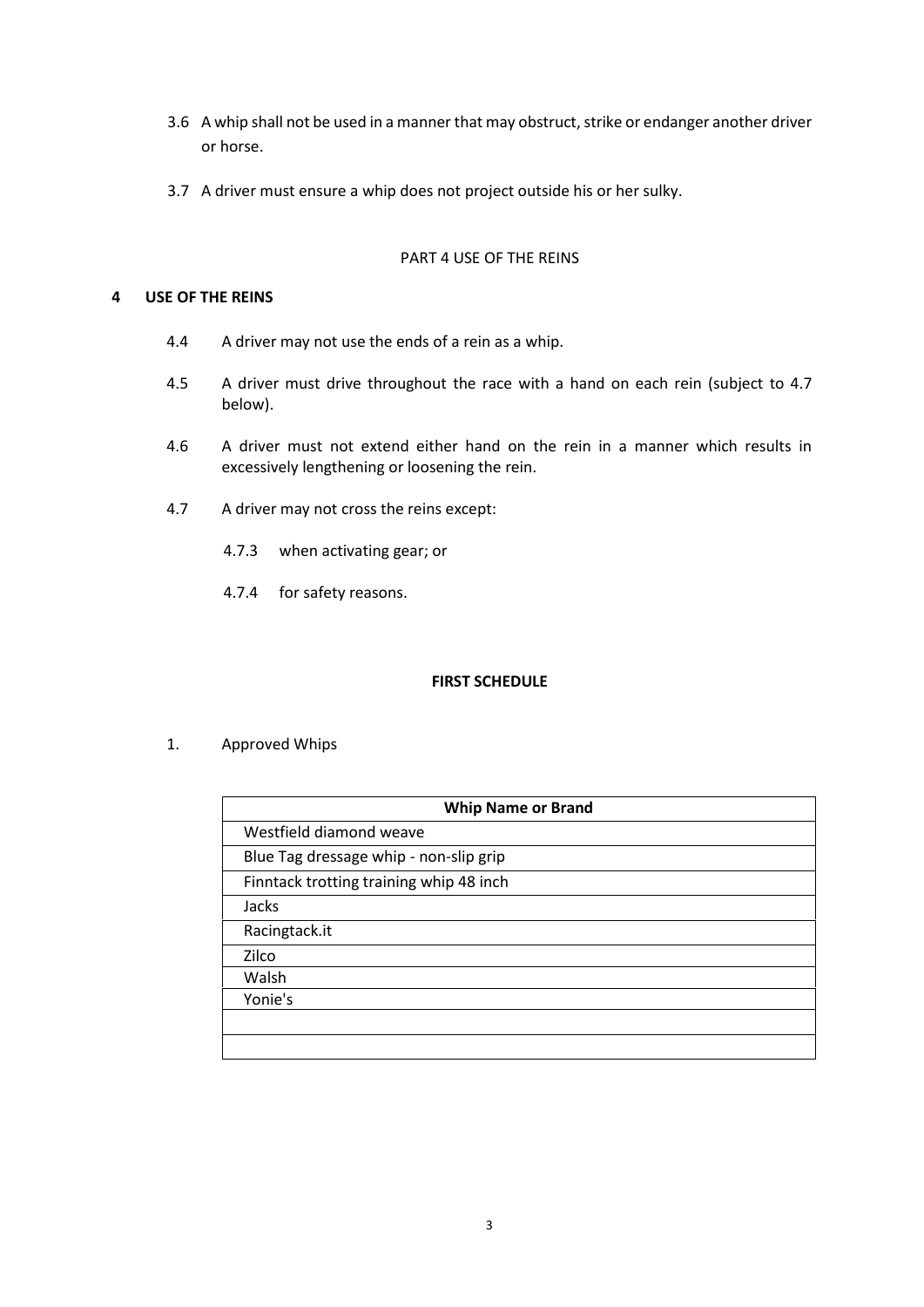3.6 A whip shall not be used in a manner that may obstruct, strike or endanger another driver or horse.

3.7 A driver must ensure a whip does not project outside his or her sulky.

PART 4 USE OF THE REINS

## 4 USE OF THE REINS

4.4 A driver may not use the ends of a rein as a whip.

4.5 A driver must drive throughout the race with a hand on each rein (subject to 4.7 below).

4.6 A driver must not extend either hand on the rein in a manner which results in excessively lengthening or loosening the rein.

4.7 A driver may not cross the reins except:

4.7.3 when activating gear; or

4.7.4 for safety reasons.

## FIRST SCHEDULE

1. Approved Whips

| Whip Name or Brand |
|---|
| Westfield diamond weave |
| Blue Tag dressage whip - non-slip grip |
| Finntack trotting training whip 48 inch |
| Jacks |
| Racingtack.it |
| Zilco |
| Walsh |
| Yonie's |
| |
| |